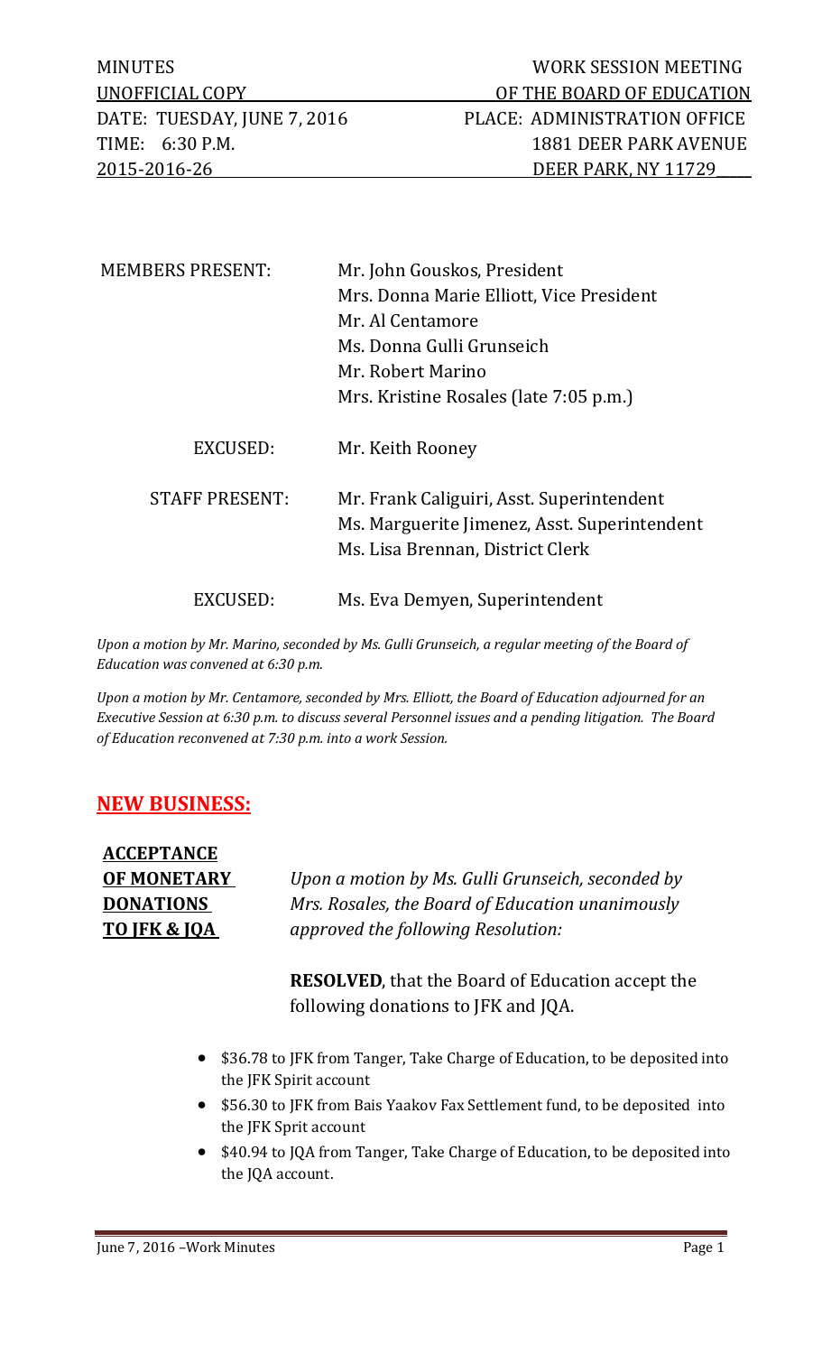| MINUTES | WORK SESSION MEETING |
|---|---|
| UNOFFICIAL COPY | OF THE BOARD OF EDUCATION |
| DATE: TUESDAY, JUNE 7, 2016 | PLACE: ADMINISTRATION OFFICE |
| TIME: 6:30 P.M. | 1881 DEER PARK AVENUE |
| 2015-2016-26 | DEER PARK, NY 11729 |

| | |
|---|---|
| MEMBERS PRESENT: | Mr. John Gouskos, President<br>Mrs. Donna Marie Elliott, Vice President<br>Mr. Al Centamore<br>Ms. Donna Gulli Grunseich<br>Mr. Robert Marino<br>Mrs. Kristine Rosales (late 7:05 p.m.) |
| EXCUSED: | Mr. Keith Rooney |
| STAFF PRESENT: | Mr. Frank Caliguiri, Asst. Superintendent<br>Ms. Marguerite Jimenez, Asst. Superintendent<br>Ms. Lisa Brennan, District Clerk |
| EXCUSED: | Ms. Eva Demyen, Superintendent |

*Upon a motion by Mr. Marino, seconded by Ms. Gulli Grunseich, a regular meeting of the Board of Education was convened at 6:30 p.m.*

*Upon a motion by Mr. Centamore, seconded by Mrs. Elliott, the Board of Education adjourned for an Executive Session at 6:30 p.m. to discuss several Personnel issues and a pending litigation. The Board of Education reconvened at 7:30 p.m. into a work Session.*

## NEW BUSINESS:

**ACCEPTANCE OF MONETARY DONATIONS TO JFK & JQA**

*Upon a motion by Ms. Gulli Grunseich, seconded by Mrs. Rosales, the Board of Education unanimously approved the following Resolution:*

**RESOLVED**, that the Board of Education accept the following donations to JFK and JQA.

- $36.78 to JFK from Tanger, Take Charge of Education, to be deposited into the JFK Spirit account
- $56.30 to JFK from Bais Yaakov Fax Settlement fund, to be deposited into the JFK Sprit account
- $40.94 to JQA from Tanger, Take Charge of Education, to be deposited into the JQA account.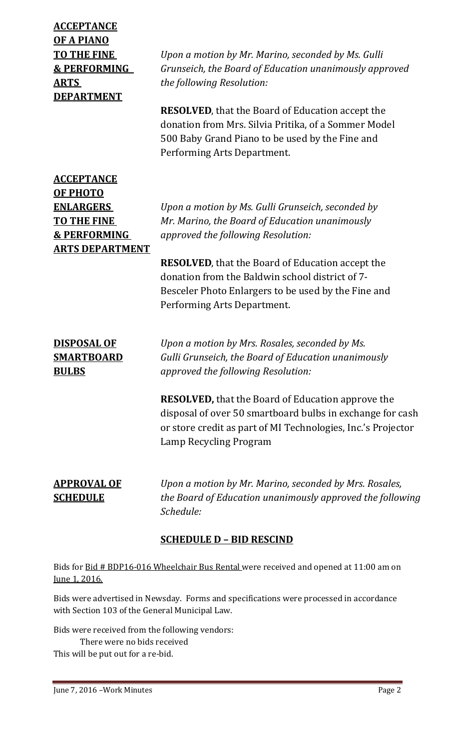**ACCEPTANCE OF A PIANO TO THE FINE & PERFORMING ARTS DEPARTMENT**

*Upon a motion by Mr. Marino, seconded by Ms. Gulli Grunseich, the Board of Education unanimously approved the following Resolution:*

**RESOLVED**, that the Board of Education accept the donation from Mrs. Silvia Pritika, of a Sommer Model 500 Baby Grand Piano to be used by the Fine and Performing Arts Department.

**ACCEPTANCE OF PHOTO ENLARGERS TO THE FINE & PERFORMING ARTS DEPARTMENT**

*Upon a motion by Ms. Gulli Grunseich, seconded by Mr. Marino, the Board of Education unanimously approved the following Resolution:*

**RESOLVED**, that the Board of Education accept the donation from the Baldwin school district of 7-Besceler Photo Enlargers to be used by the Fine and Performing Arts Department.

**DISPOSAL OF SMARTBOARD BULBS**

*Upon a motion by Mrs. Rosales, seconded by Ms. Gulli Grunseich, the Board of Education unanimously approved the following Resolution:*

**RESOLVED,** that the Board of Education approve the disposal of over 50 smartboard bulbs in exchange for cash or store credit as part of MI Technologies, Inc.'s Projector Lamp Recycling Program

**APPROVAL OF SCHEDULE**

*Upon a motion by Mr. Marino, seconded by Mrs. Rosales, the Board of Education unanimously approved the following Schedule:*

**SCHEDULE D – BID RESCIND**

Bids for Bid # BDP16-016 Wheelchair Bus Rental were received and opened at 11:00 am on June 1, 2016.

Bids were advertised in Newsday. Forms and specifications were processed in accordance with Section 103 of the General Municipal Law.

Bids were received from the following vendors:
There were no bids received
This will be put out for a re-bid.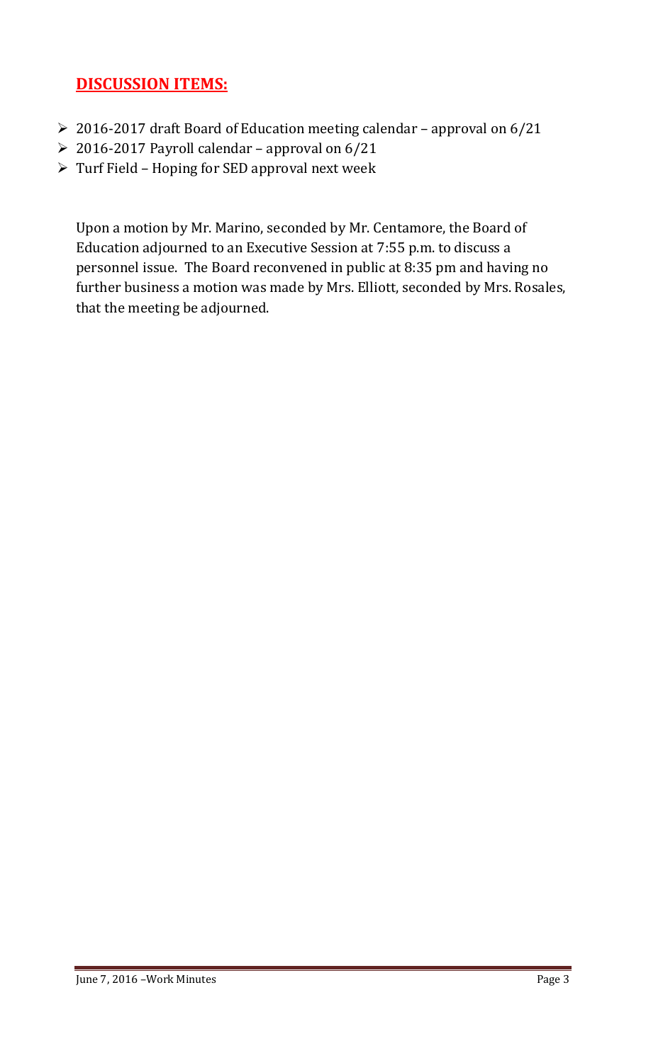## DISCUSSION ITEMS:

- 2016-2017 draft Board of Education meeting calendar – approval on 6/21
- 2016-2017 Payroll calendar – approval on 6/21
- Turf Field – Hoping for SED approval next week

Upon a motion by Mr. Marino, seconded by Mr. Centamore, the Board of Education adjourned to an Executive Session at 7:55 p.m. to discuss a personnel issue. The Board reconvened in public at 8:35 pm and having no further business a motion was made by Mrs. Elliott, seconded by Mrs. Rosales, that the meeting be adjourned.